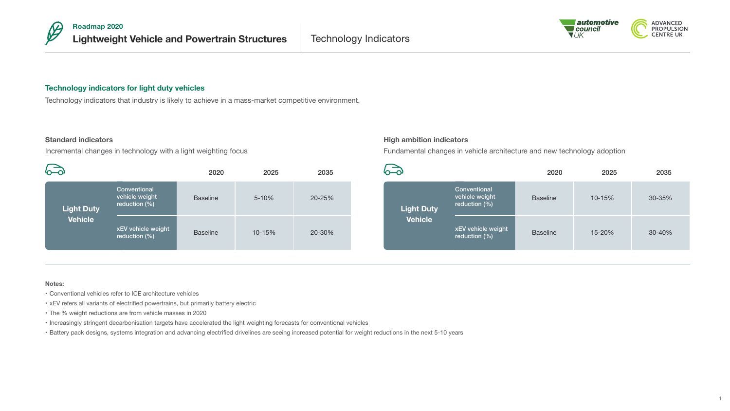Roadmap 2020

# Lightweight Vehicle and Powertrain Structures

Technology Indicators

## Technology indicators for light duty vehicles

Technology indicators that industry is likely to achieve in a mass-market competitive environment.

### Standard indicators

Incremental changes in technology with a light weighting focus

| | | 2020 | 2025 | 2035 |
|---|---|---|---|---|
| Light Duty Vehicle | Conventional vehicle weight reduction (%) | Baseline | 5-10% | 20-25% |
| | xEV vehicle weight reduction (%) | Baseline | 10-15% | 20-30% |

### High ambition indicators

Fundamental changes in vehicle architecture and new technology adoption

| | | 2020 | 2025 | 2035 |
|---|---|---|---|---|
| Light Duty Vehicle | Conventional vehicle weight reduction (%) | Baseline | 10-15% | 30-35% |
| | xEV vehicle weight reduction (%) | Baseline | 15-20% | 30-40% |

**Notes:**

- Conventional vehicles refer to ICE architecture vehicles
- xEV refers all variants of electrified powertrains, but primarily battery electric
- The % weight reductions are from vehicle masses in 2020
- Increasingly stringent decarbonisation targets have accelerated the light weighting forecasts for conventional vehicles
- Battery pack designs, systems integration and advancing electrified drivelines are seeing increased potential for weight reductions in the next 5-10 years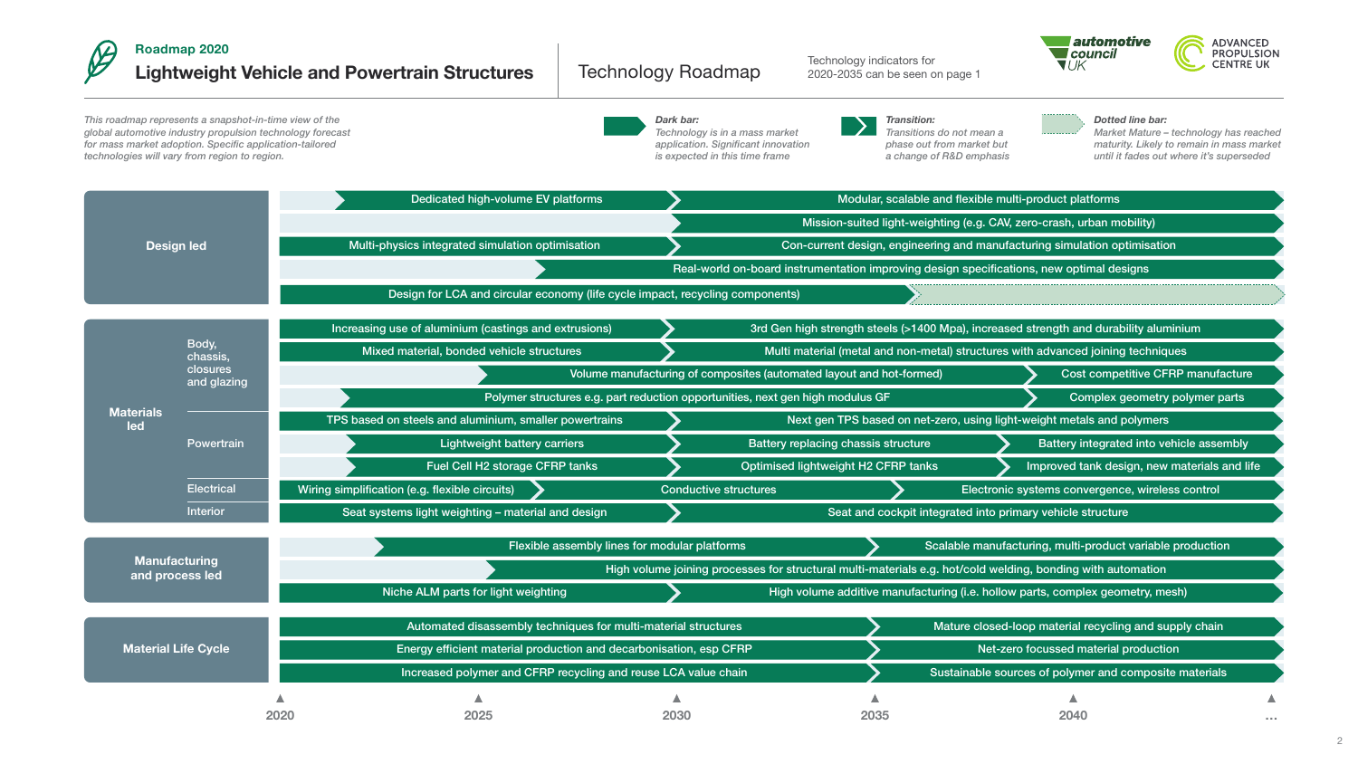Roadmap 2020

# Lightweight Vehicle and Powertrain Structures

Technology Roadmap

Technology indicators for 2020-2035 can be seen on page 1

automotive council UK

ADVANCED PROPULSION CENTRE UK

*This roadmap represents a snapshot-in-time view of the global automotive industry propulsion technology forecast for mass market adoption. Specific application-tailored technologies will vary from region to region.*

***Dark bar:*** *Technology is in a mass market application. Significant innovation is expected in this time frame*

***Transition:*** *Transitions do not mean a phase out from market but a change of R&D emphasis*

***Dotted line bar:*** *Market Mature – technology has reached maturity. Likely to remain in mass market until it fades out where it's superseded*

## Design led

- Dedicated high-volume EV platforms → Modular, scalable and flexible multi-product platforms
- Mission-suited light-weighting (e.g. CAV, zero-crash, urban mobility)
- Multi-physics integrated simulation optimisation → Con-current design, engineering and manufacturing simulation optimisation
- Real-world on-board instrumentation improving design specifications, new optimal designs
- Design for LCA and circular economy (life cycle impact, recycling components)

## Materials led

### Body, chassis, closures and glazing

- Increasing use of aluminium (castings and extrusions) → 3rd Gen high strength steels (>1400 Mpa), increased strength and durability aluminium
- Mixed material, bonded vehicle structures → Multi material (metal and non-metal) structures with advanced joining techniques
- Volume manufacturing of composites (automated layout and hot-formed) → Cost competitive CFRP manufacture
- Polymer structures e.g. part reduction opportunities, next gen high modulus GF → Complex geometry polymer parts

### Powertrain

- TPS based on steels and aluminium, smaller powertrains → Next gen TPS based on net-zero, using light-weight metals and polymers
- Lightweight battery carriers → Battery replacing chassis structure → Battery integrated into vehicle assembly
- Fuel Cell H2 storage CFRP tanks → Optimised lightweight H2 CFRP tanks → Improved tank design, new materials and life

### Electrical

- Wiring simplification (e.g. flexible circuits) → Conductive structures → Electronic systems convergence, wireless control

### Interior

- Seat systems light weighting – material and design → Seat and cockpit integrated into primary vehicle structure

## Manufacturing and process led

- Flexible assembly lines for modular platforms → Scalable manufacturing, multi-product variable production
- High volume joining processes for structural multi-materials e.g. hot/cold welding, bonding with automation
- Niche ALM parts for light weighting → High volume additive manufacturing (i.e. hollow parts, complex geometry, mesh)

## Material Life Cycle

- Automated disassembly techniques for multi-material structures → Mature closed-loop material recycling and supply chain
- Energy efficient material production and decarbonisation, esp CFRP → Net-zero focussed material production
- Increased polymer and CFRP recycling and reuse LCA value chain → Sustainable sources of polymer and composite materials

2020 2025 2030 2035 2040 ...